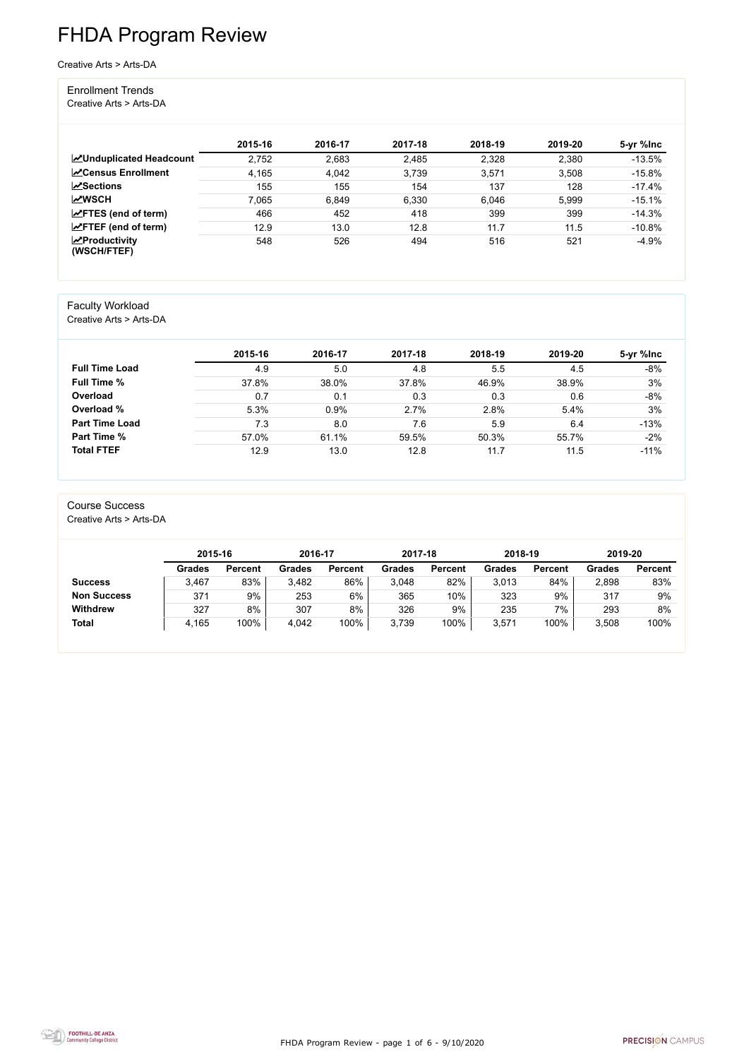# FHDA Program Review

Creative Arts > Arts-DA

## Enrollment Trends

Creative Arts > Arts-DA

| | 2015-16 | 2016-17 | 2017-18 | 2018-19 | 2019-20 | 5-yr %Inc |
|---|---|---|---|---|---|---|
| **Unduplicated Headcount** | 2,752 | 2,683 | 2,485 | 2,328 | 2,380 | -13.5% |
| **Census Enrollment** | 4,165 | 4,042 | 3,739 | 3,571 | 3,508 | -15.8% |
| **Sections** | 155 | 155 | 154 | 137 | 128 | -17.4% |
| **WSCH** | 7,065 | 6,849 | 6,330 | 6,046 | 5,999 | -15.1% |
| **FTES (end of term)** | 466 | 452 | 418 | 399 | 399 | -14.3% |
| **FTEF (end of term)** | 12.9 | 13.0 | 12.8 | 11.7 | 11.5 | -10.8% |
| **Productivity (WSCH/FTEF)** | 548 | 526 | 494 | 516 | 521 | -4.9% |

## Faculty Workload

Creative Arts > Arts-DA

| | 2015-16 | 2016-17 | 2017-18 | 2018-19 | 2019-20 | 5-yr %Inc |
|---|---|---|---|---|---|---|
| **Full Time Load** | 4.9 | 5.0 | 4.8 | 5.5 | 4.5 | -8% |
| **Full Time %** | 37.8% | 38.0% | 37.8% | 46.9% | 38.9% | 3% |
| **Overload** | 0.7 | 0.1 | 0.3 | 0.3 | 0.6 | -8% |
| **Overload %** | 5.3% | 0.9% | 2.7% | 2.8% | 5.4% | 3% |
| **Part Time Load** | 7.3 | 8.0 | 7.6 | 5.9 | 6.4 | -13% |
| **Part Time %** | 57.0% | 61.1% | 59.5% | 50.3% | 55.7% | -2% |
| **Total FTEF** | 12.9 | 13.0 | 12.8 | 11.7 | 11.5 | -11% |

## Course Success

Creative Arts > Arts-DA

| | 2015-16 | | 2016-17 | | 2017-18 | | 2018-19 | | 2019-20 | |
|---|---|---|---|---|---|---|---|---|---|---|
| | Grades | Percent | Grades | Percent | Grades | Percent | Grades | Percent | Grades | Percent |
| **Success** | 3,467 | 83% | 3,482 | 86% | 3,048 | 82% | 3,013 | 84% | 2,898 | 83% |
| **Non Success** | 371 | 9% | 253 | 6% | 365 | 10% | 323 | 9% | 317 | 9% |
| **Withdrew** | 327 | 8% | 307 | 8% | 326 | 9% | 235 | 7% | 293 | 8% |
| **Total** | 4,165 | 100% | 4,042 | 100% | 3,739 | 100% | 3,571 | 100% | 3,508 | 100% |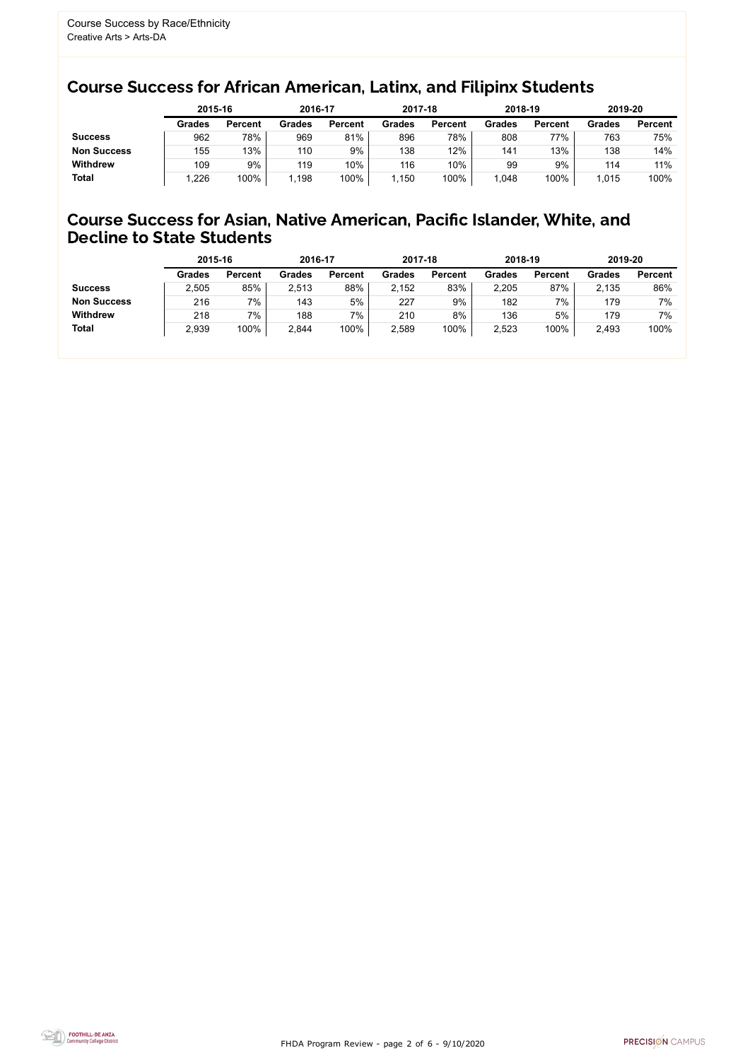Course Success by Race/Ethnicity
Creative Arts > Arts-DA

## Course Success for African American, Latinx, and Filipinx Students

| | 2015-16 | | 2016-17 | | 2017-18 | | 2018-19 | | 2019-20 | |
|---|---|---|---|---|---|---|---|---|---|---|
| | Grades | Percent | Grades | Percent | Grades | Percent | Grades | Percent | Grades | Percent |
| **Success** | 962 | 78% | 969 | 81% | 896 | 78% | 808 | 77% | 763 | 75% |
| **Non Success** | 155 | 13% | 110 | 9% | 138 | 12% | 141 | 13% | 138 | 14% |
| **Withdrew** | 109 | 9% | 119 | 10% | 116 | 10% | 99 | 9% | 114 | 11% |
| **Total** | 1,226 | 100% | 1,198 | 100% | 1,150 | 100% | 1,048 | 100% | 1,015 | 100% |

## Course Success for Asian, Native American, Pacific Islander, White, and Decline to State Students

| | 2015-16 | | 2016-17 | | 2017-18 | | 2018-19 | | 2019-20 | |
|---|---|---|---|---|---|---|---|---|---|---|
| | Grades | Percent | Grades | Percent | Grades | Percent | Grades | Percent | Grades | Percent |
| **Success** | 2,505 | 85% | 2,513 | 88% | 2,152 | 83% | 2,205 | 87% | 2,135 | 86% |
| **Non Success** | 216 | 7% | 143 | 5% | 227 | 9% | 182 | 7% | 179 | 7% |
| **Withdrew** | 218 | 7% | 188 | 7% | 210 | 8% | 136 | 5% | 179 | 7% |
| **Total** | 2,939 | 100% | 2,844 | 100% | 2,589 | 100% | 2,523 | 100% | 2,493 | 100% |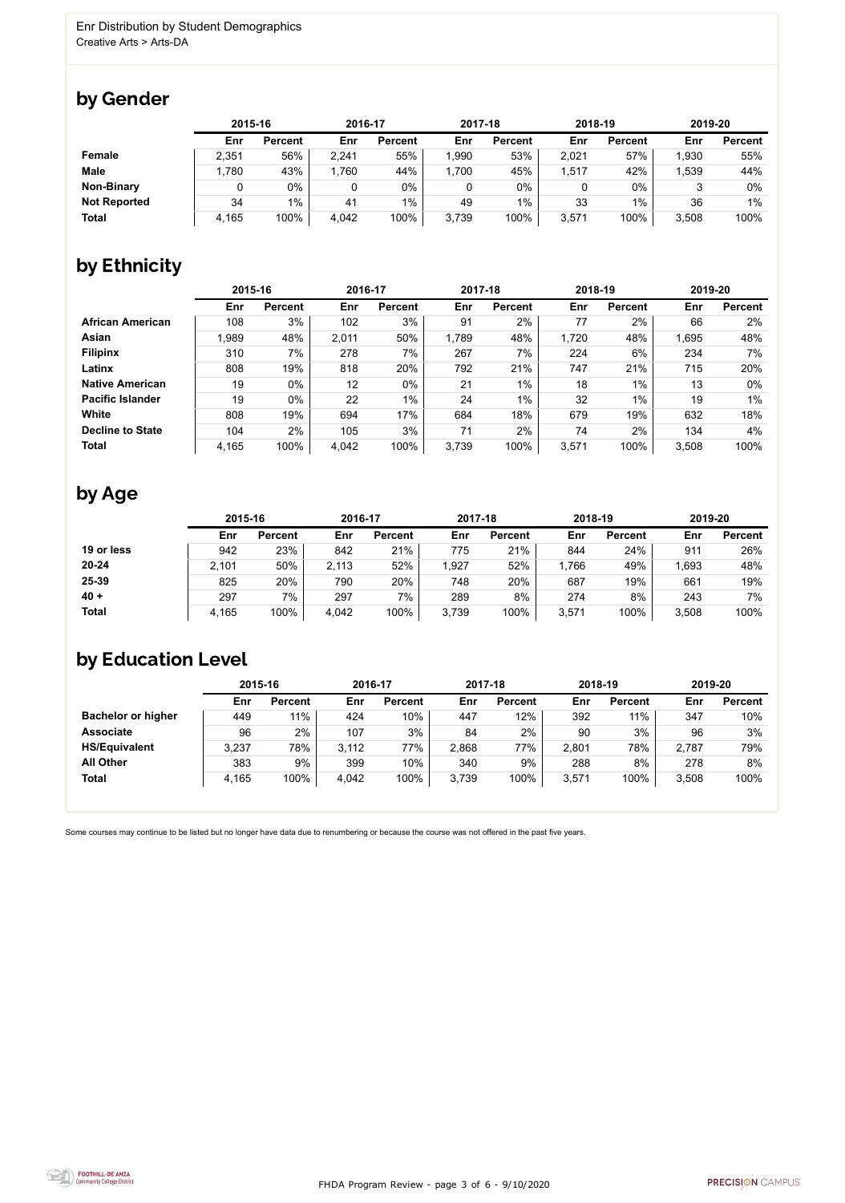Enr Distribution by Student Demographics
Creative Arts > Arts-DA

## by Gender

| | 2015-16 | | 2016-17 | | 2017-18 | | 2018-19 | | 2019-20 | |
|---|---|---|---|---|---|---|---|---|---|---|
| | Enr | Percent | Enr | Percent | Enr | Percent | Enr | Percent | Enr | Percent |
| **Female** | 2,351 | 56% | 2,241 | 55% | 1,990 | 53% | 2,021 | 57% | 1,930 | 55% |
| **Male** | 1,780 | 43% | 1,760 | 44% | 1,700 | 45% | 1,517 | 42% | 1,539 | 44% |
| **Non-Binary** | 0 | 0% | 0 | 0% | 0 | 0% | 0 | 0% | 3 | 0% |
| **Not Reported** | 34 | 1% | 41 | 1% | 49 | 1% | 33 | 1% | 36 | 1% |
| **Total** | 4,165 | 100% | 4,042 | 100% | 3,739 | 100% | 3,571 | 100% | 3,508 | 100% |

## by Ethnicity

| | 2015-16 | | 2016-17 | | 2017-18 | | 2018-19 | | 2019-20 | |
|---|---|---|---|---|---|---|---|---|---|---|
| | Enr | Percent | Enr | Percent | Enr | Percent | Enr | Percent | Enr | Percent |
| **African American** | 108 | 3% | 102 | 3% | 91 | 2% | 77 | 2% | 66 | 2% |
| **Asian** | 1,989 | 48% | 2,011 | 50% | 1,789 | 48% | 1,720 | 48% | 1,695 | 48% |
| **Filipinx** | 310 | 7% | 278 | 7% | 267 | 7% | 224 | 6% | 234 | 7% |
| **Latinx** | 808 | 19% | 818 | 20% | 792 | 21% | 747 | 21% | 715 | 20% |
| **Native American** | 19 | 0% | 12 | 0% | 21 | 1% | 18 | 1% | 13 | 0% |
| **Pacific Islander** | 19 | 0% | 22 | 1% | 24 | 1% | 32 | 1% | 19 | 1% |
| **White** | 808 | 19% | 694 | 17% | 684 | 18% | 679 | 19% | 632 | 18% |
| **Decline to State** | 104 | 2% | 105 | 3% | 71 | 2% | 74 | 2% | 134 | 4% |
| **Total** | 4,165 | 100% | 4,042 | 100% | 3,739 | 100% | 3,571 | 100% | 3,508 | 100% |

## by Age

| | 2015-16 | | 2016-17 | | 2017-18 | | 2018-19 | | 2019-20 | |
|---|---|---|---|---|---|---|---|---|---|---|
| | Enr | Percent | Enr | Percent | Enr | Percent | Enr | Percent | Enr | Percent |
| **19 or less** | 942 | 23% | 842 | 21% | 775 | 21% | 844 | 24% | 911 | 26% |
| **20-24** | 2,101 | 50% | 2,113 | 52% | 1,927 | 52% | 1,766 | 49% | 1,693 | 48% |
| **25-39** | 825 | 20% | 790 | 20% | 748 | 20% | 687 | 19% | 661 | 19% |
| **40 +** | 297 | 7% | 297 | 7% | 289 | 8% | 274 | 8% | 243 | 7% |
| **Total** | 4,165 | 100% | 4,042 | 100% | 3,739 | 100% | 3,571 | 100% | 3,508 | 100% |

## by Education Level

| | 2015-16 | | 2016-17 | | 2017-18 | | 2018-19 | | 2019-20 | |
|---|---|---|---|---|---|---|---|---|---|---|
| | Enr | Percent | Enr | Percent | Enr | Percent | Enr | Percent | Enr | Percent |
| **Bachelor or higher** | 449 | 11% | 424 | 10% | 447 | 12% | 392 | 11% | 347 | 10% |
| **Associate** | 96 | 2% | 107 | 3% | 84 | 2% | 90 | 3% | 96 | 3% |
| **HS/Equivalent** | 3,237 | 78% | 3,112 | 77% | 2,868 | 77% | 2,801 | 78% | 2,787 | 79% |
| **All Other** | 383 | 9% | 399 | 10% | 340 | 9% | 288 | 8% | 278 | 8% |
| **Total** | 4,165 | 100% | 4,042 | 100% | 3,739 | 100% | 3,571 | 100% | 3,508 | 100% |

Some courses may continue to be listed but no longer have data due to renumbering or because the course was not offered in the past five years.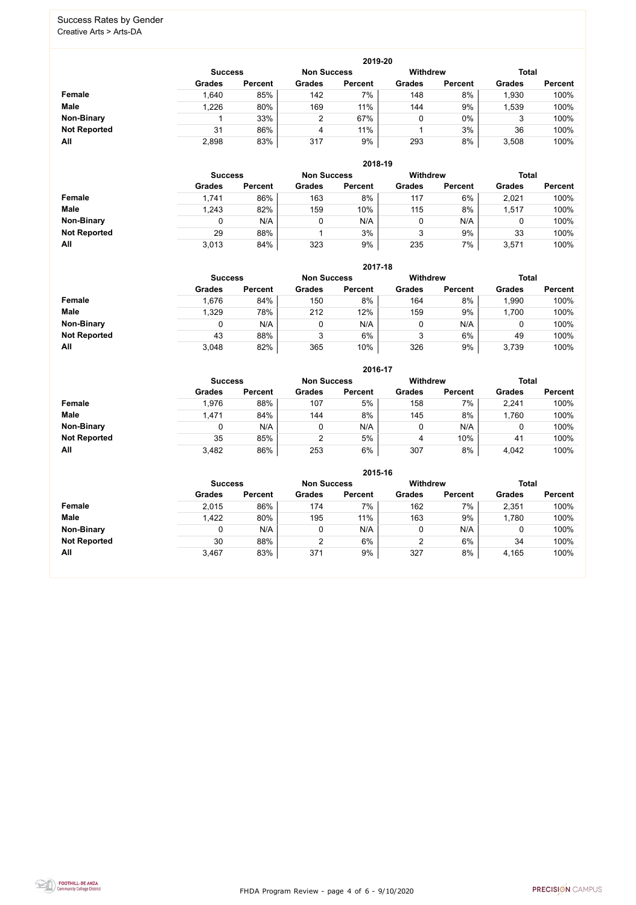## Success Rates by Gender

Creative Arts > Arts-DA

### 2019-20

| | Success | | Non Success | | Withdrew | | Total | |
|---|---|---|---|---|---|---|---|---|
| | Grades | Percent | Grades | Percent | Grades | Percent | Grades | Percent |
| **Female** | 1,640 | 85% | 142 | 7% | 148 | 8% | 1,930 | 100% |
| **Male** | 1,226 | 80% | 169 | 11% | 144 | 9% | 1,539 | 100% |
| **Non-Binary** | 1 | 33% | 2 | 67% | 0 | 0% | 3 | 100% |
| **Not Reported** | 31 | 86% | 4 | 11% | 1 | 3% | 36 | 100% |
| **All** | 2,898 | 83% | 317 | 9% | 293 | 8% | 3,508 | 100% |

### 2018-19

| | Success | | Non Success | | Withdrew | | Total | |
|---|---|---|---|---|---|---|---|---|
| | Grades | Percent | Grades | Percent | Grades | Percent | Grades | Percent |
| **Female** | 1,741 | 86% | 163 | 8% | 117 | 6% | 2,021 | 100% |
| **Male** | 1,243 | 82% | 159 | 10% | 115 | 8% | 1,517 | 100% |
| **Non-Binary** | 0 | N/A | 0 | N/A | 0 | N/A | 0 | 100% |
| **Not Reported** | 29 | 88% | 1 | 3% | 3 | 9% | 33 | 100% |
| **All** | 3,013 | 84% | 323 | 9% | 235 | 7% | 3,571 | 100% |

### 2017-18

| | Success | | Non Success | | Withdrew | | Total | |
|---|---|---|---|---|---|---|---|---|
| | Grades | Percent | Grades | Percent | Grades | Percent | Grades | Percent |
| **Female** | 1,676 | 84% | 150 | 8% | 164 | 8% | 1,990 | 100% |
| **Male** | 1,329 | 78% | 212 | 12% | 159 | 9% | 1,700 | 100% |
| **Non-Binary** | 0 | N/A | 0 | N/A | 0 | N/A | 0 | 100% |
| **Not Reported** | 43 | 88% | 3 | 6% | 3 | 6% | 49 | 100% |
| **All** | 3,048 | 82% | 365 | 10% | 326 | 9% | 3,739 | 100% |

### 2016-17

| | Success | | Non Success | | Withdrew | | Total | |
|---|---|---|---|---|---|---|---|---|
| | Grades | Percent | Grades | Percent | Grades | Percent | Grades | Percent |
| **Female** | 1,976 | 88% | 107 | 5% | 158 | 7% | 2,241 | 100% |
| **Male** | 1,471 | 84% | 144 | 8% | 145 | 8% | 1,760 | 100% |
| **Non-Binary** | 0 | N/A | 0 | N/A | 0 | N/A | 0 | 100% |
| **Not Reported** | 35 | 85% | 2 | 5% | 4 | 10% | 41 | 100% |
| **All** | 3,482 | 86% | 253 | 6% | 307 | 8% | 4,042 | 100% |

### 2015-16

| | Success | | Non Success | | Withdrew | | Total | |
|---|---|---|---|---|---|---|---|---|
| | Grades | Percent | Grades | Percent | Grades | Percent | Grades | Percent |
| **Female** | 2,015 | 86% | 174 | 7% | 162 | 7% | 2,351 | 100% |
| **Male** | 1,422 | 80% | 195 | 11% | 163 | 9% | 1,780 | 100% |
| **Non-Binary** | 0 | N/A | 0 | N/A | 0 | N/A | 0 | 100% |
| **Not Reported** | 30 | 88% | 2 | 6% | 2 | 6% | 34 | 100% |
| **All** | 3,467 | 83% | 371 | 9% | 327 | 8% | 4,165 | 100% |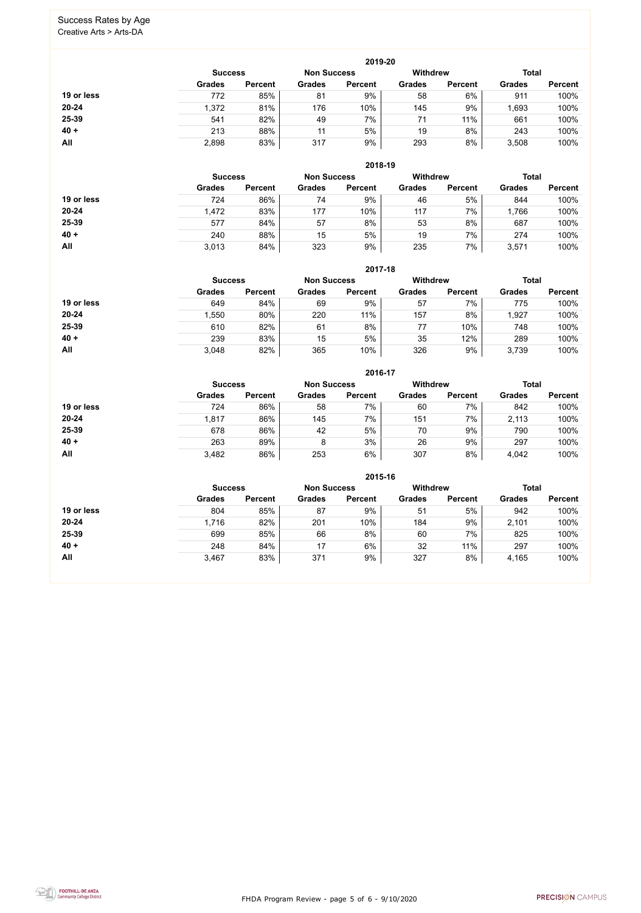## Success Rates by Age

Creative Arts > Arts-DA

### 2019-20

| | Success | | Non Success | | Withdrew | | Total | |
|---|---|---|---|---|---|---|---|---|
| | Grades | Percent | Grades | Percent | Grades | Percent | Grades | Percent |
| 19 or less | 772 | 85% | 81 | 9% | 58 | 6% | 911 | 100% |
| 20-24 | 1,372 | 81% | 176 | 10% | 145 | 9% | 1,693 | 100% |
| 25-39 | 541 | 82% | 49 | 7% | 71 | 11% | 661 | 100% |
| 40 + | 213 | 88% | 11 | 5% | 19 | 8% | 243 | 100% |
| All | 2,898 | 83% | 317 | 9% | 293 | 8% | 3,508 | 100% |

### 2018-19

| | Success | | Non Success | | Withdrew | | Total | |
|---|---|---|---|---|---|---|---|---|
| | Grades | Percent | Grades | Percent | Grades | Percent | Grades | Percent |
| 19 or less | 724 | 86% | 74 | 9% | 46 | 5% | 844 | 100% |
| 20-24 | 1,472 | 83% | 177 | 10% | 117 | 7% | 1,766 | 100% |
| 25-39 | 577 | 84% | 57 | 8% | 53 | 8% | 687 | 100% |
| 40 + | 240 | 88% | 15 | 5% | 19 | 7% | 274 | 100% |
| All | 3,013 | 84% | 323 | 9% | 235 | 7% | 3,571 | 100% |

### 2017-18

| | Success | | Non Success | | Withdrew | | Total | |
|---|---|---|---|---|---|---|---|---|
| | Grades | Percent | Grades | Percent | Grades | Percent | Grades | Percent |
| 19 or less | 649 | 84% | 69 | 9% | 57 | 7% | 775 | 100% |
| 20-24 | 1,550 | 80% | 220 | 11% | 157 | 8% | 1,927 | 100% |
| 25-39 | 610 | 82% | 61 | 8% | 77 | 10% | 748 | 100% |
| 40 + | 239 | 83% | 15 | 5% | 35 | 12% | 289 | 100% |
| All | 3,048 | 82% | 365 | 10% | 326 | 9% | 3,739 | 100% |

### 2016-17

| | Success | | Non Success | | Withdrew | | Total | |
|---|---|---|---|---|---|---|---|---|
| | Grades | Percent | Grades | Percent | Grades | Percent | Grades | Percent |
| 19 or less | 724 | 86% | 58 | 7% | 60 | 7% | 842 | 100% |
| 20-24 | 1,817 | 86% | 145 | 7% | 151 | 7% | 2,113 | 100% |
| 25-39 | 678 | 86% | 42 | 5% | 70 | 9% | 790 | 100% |
| 40 + | 263 | 89% | 8 | 3% | 26 | 9% | 297 | 100% |
| All | 3,482 | 86% | 253 | 6% | 307 | 8% | 4,042 | 100% |

### 2015-16

| | Success | | Non Success | | Withdrew | | Total | |
|---|---|---|---|---|---|---|---|---|
| | Grades | Percent | Grades | Percent | Grades | Percent | Grades | Percent |
| 19 or less | 804 | 85% | 87 | 9% | 51 | 5% | 942 | 100% |
| 20-24 | 1,716 | 82% | 201 | 10% | 184 | 9% | 2,101 | 100% |
| 25-39 | 699 | 85% | 66 | 8% | 60 | 7% | 825 | 100% |
| 40 + | 248 | 84% | 17 | 6% | 32 | 11% | 297 | 100% |
| All | 3,467 | 83% | 371 | 9% | 327 | 8% | 4,165 | 100% |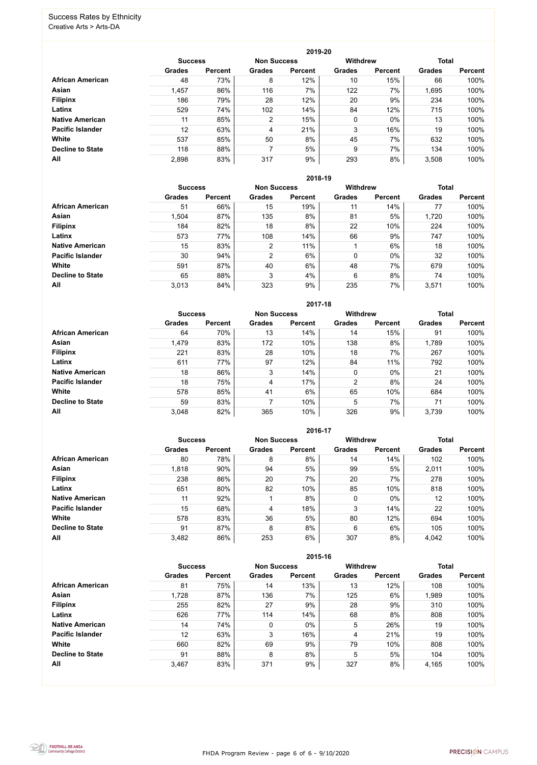# Success Rates by Ethnicity

Creative Arts > Arts-DA

## 2019-20

| | Success | | Non Success | | Withdrew | | Total | |
|---|---|---|---|---|---|---|---|---|
| | Grades | Percent | Grades | Percent | Grades | Percent | Grades | Percent |
| **African American** | 48 | 73% | 8 | 12% | 10 | 15% | 66 | 100% |
| **Asian** | 1,457 | 86% | 116 | 7% | 122 | 7% | 1,695 | 100% |
| **Filipinx** | 186 | 79% | 28 | 12% | 20 | 9% | 234 | 100% |
| **Latinx** | 529 | 74% | 102 | 14% | 84 | 12% | 715 | 100% |
| **Native American** | 11 | 85% | 2 | 15% | 0 | 0% | 13 | 100% |
| **Pacific Islander** | 12 | 63% | 4 | 21% | 3 | 16% | 19 | 100% |
| **White** | 537 | 85% | 50 | 8% | 45 | 7% | 632 | 100% |
| **Decline to State** | 118 | 88% | 7 | 5% | 9 | 7% | 134 | 100% |
| **All** | 2,898 | 83% | 317 | 9% | 293 | 8% | 3,508 | 100% |

## 2018-19

| | Success | | Non Success | | Withdrew | | Total | |
|---|---|---|---|---|---|---|---|---|
| | Grades | Percent | Grades | Percent | Grades | Percent | Grades | Percent |
| **African American** | 51 | 66% | 15 | 19% | 11 | 14% | 77 | 100% |
| **Asian** | 1,504 | 87% | 135 | 8% | 81 | 5% | 1,720 | 100% |
| **Filipinx** | 184 | 82% | 18 | 8% | 22 | 10% | 224 | 100% |
| **Latinx** | 573 | 77% | 108 | 14% | 66 | 9% | 747 | 100% |
| **Native American** | 15 | 83% | 2 | 11% | 1 | 6% | 18 | 100% |
| **Pacific Islander** | 30 | 94% | 2 | 6% | 0 | 0% | 32 | 100% |
| **White** | 591 | 87% | 40 | 6% | 48 | 7% | 679 | 100% |
| **Decline to State** | 65 | 88% | 3 | 4% | 6 | 8% | 74 | 100% |
| **All** | 3,013 | 84% | 323 | 9% | 235 | 7% | 3,571 | 100% |

## 2017-18

| | Success | | Non Success | | Withdrew | | Total | |
|---|---|---|---|---|---|---|---|---|
| | Grades | Percent | Grades | Percent | Grades | Percent | Grades | Percent |
| **African American** | 64 | 70% | 13 | 14% | 14 | 15% | 91 | 100% |
| **Asian** | 1,479 | 83% | 172 | 10% | 138 | 8% | 1,789 | 100% |
| **Filipinx** | 221 | 83% | 28 | 10% | 18 | 7% | 267 | 100% |
| **Latinx** | 611 | 77% | 97 | 12% | 84 | 11% | 792 | 100% |
| **Native American** | 18 | 86% | 3 | 14% | 0 | 0% | 21 | 100% |
| **Pacific Islander** | 18 | 75% | 4 | 17% | 2 | 8% | 24 | 100% |
| **White** | 578 | 85% | 41 | 6% | 65 | 10% | 684 | 100% |
| **Decline to State** | 59 | 83% | 7 | 10% | 5 | 7% | 71 | 100% |
| **All** | 3,048 | 82% | 365 | 10% | 326 | 9% | 3,739 | 100% |

## 2016-17

| | Success | | Non Success | | Withdrew | | Total | |
|---|---|---|---|---|---|---|---|---|
| | Grades | Percent | Grades | Percent | Grades | Percent | Grades | Percent |
| **African American** | 80 | 78% | 8 | 8% | 14 | 14% | 102 | 100% |
| **Asian** | 1,818 | 90% | 94 | 5% | 99 | 5% | 2,011 | 100% |
| **Filipinx** | 238 | 86% | 20 | 7% | 20 | 7% | 278 | 100% |
| **Latinx** | 651 | 80% | 82 | 10% | 85 | 10% | 818 | 100% |
| **Native American** | 11 | 92% | 1 | 8% | 0 | 0% | 12 | 100% |
| **Pacific Islander** | 15 | 68% | 4 | 18% | 3 | 14% | 22 | 100% |
| **White** | 578 | 83% | 36 | 5% | 80 | 12% | 694 | 100% |
| **Decline to State** | 91 | 87% | 8 | 8% | 6 | 6% | 105 | 100% |
| **All** | 3,482 | 86% | 253 | 6% | 307 | 8% | 4,042 | 100% |

## 2015-16

| | Success | | Non Success | | Withdrew | | Total | |
|---|---|---|---|---|---|---|---|---|
| | Grades | Percent | Grades | Percent | Grades | Percent | Grades | Percent |
| **African American** | 81 | 75% | 14 | 13% | 13 | 12% | 108 | 100% |
| **Asian** | 1,728 | 87% | 136 | 7% | 125 | 6% | 1,989 | 100% |
| **Filipinx** | 255 | 82% | 27 | 9% | 28 | 9% | 310 | 100% |
| **Latinx** | 626 | 77% | 114 | 14% | 68 | 8% | 808 | 100% |
| **Native American** | 14 | 74% | 0 | 0% | 5 | 26% | 19 | 100% |
| **Pacific Islander** | 12 | 63% | 3 | 16% | 4 | 21% | 19 | 100% |
| **White** | 660 | 82% | 69 | 9% | 79 | 10% | 808 | 100% |
| **Decline to State** | 91 | 88% | 8 | 8% | 5 | 5% | 104 | 100% |
| **All** | 3,467 | 83% | 371 | 9% | 327 | 8% | 4,165 | 100% |